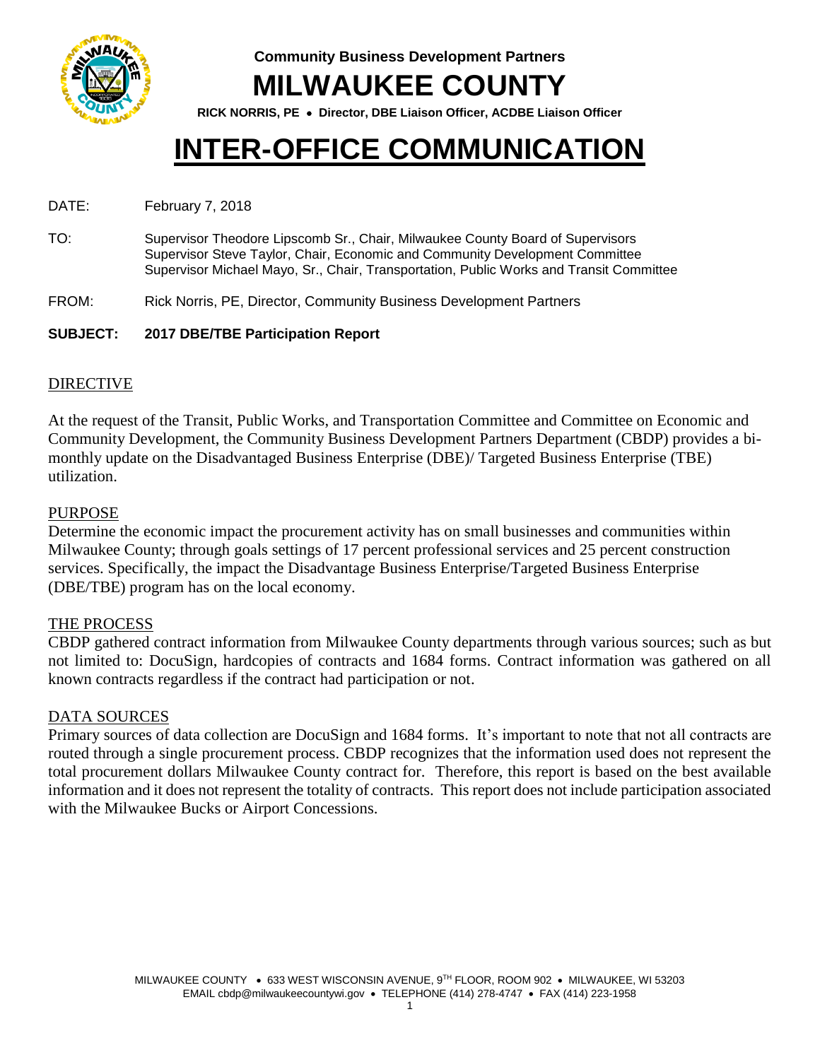**Community Business Development Partners**

# MILWAUKEE COUNTY

**RICK NORRIS, PE • Director, DBE Liaison Officer, ACDBE Liaison Officer**

# INTER-OFFICE COMMUNICATION

DATE: February 7, 2018

TO: Supervisor Theodore Lipscomb Sr., Chair, Milwaukee County Board of Supervisors
Supervisor Steve Taylor, Chair, Economic and Community Development Committee
Supervisor Michael Mayo, Sr., Chair, Transportation, Public Works and Transit Committee

FROM: Rick Norris, PE, Director, Community Business Development Partners

**SUBJECT: 2017 DBE/TBE Participation Report**

## DIRECTIVE

At the request of the Transit, Public Works, and Transportation Committee and Committee on Economic and Community Development, the Community Business Development Partners Department (CBDP) provides a bi-monthly update on the Disadvantaged Business Enterprise (DBE)/ Targeted Business Enterprise (TBE) utilization.

## PURPOSE

Determine the economic impact the procurement activity has on small businesses and communities within Milwaukee County; through goals settings of 17 percent professional services and 25 percent construction services. Specifically, the impact the Disadvantage Business Enterprise/Targeted Business Enterprise (DBE/TBE) program has on the local economy.

## THE PROCESS

CBDP gathered contract information from Milwaukee County departments through various sources; such as but not limited to: DocuSign, hardcopies of contracts and 1684 forms. Contract information was gathered on all known contracts regardless if the contract had participation or not.

## DATA SOURCES

Primary sources of data collection are DocuSign and 1684 forms. It's important to note that not all contracts are routed through a single procurement process. CBDP recognizes that the information used does not represent the total procurement dollars Milwaukee County contract for. Therefore, this report is based on the best available information and it does not represent the totality of contracts. This report does not include participation associated with the Milwaukee Bucks or Airport Concessions.

MILWAUKEE COUNTY • 633 WEST WISCONSIN AVENUE, 9TH FLOOR, ROOM 902 • MILWAUKEE, WI 53203
EMAIL cbdp@milwaukeecountywi.gov • TELEPHONE (414) 278-4747 • FAX (414) 223-1958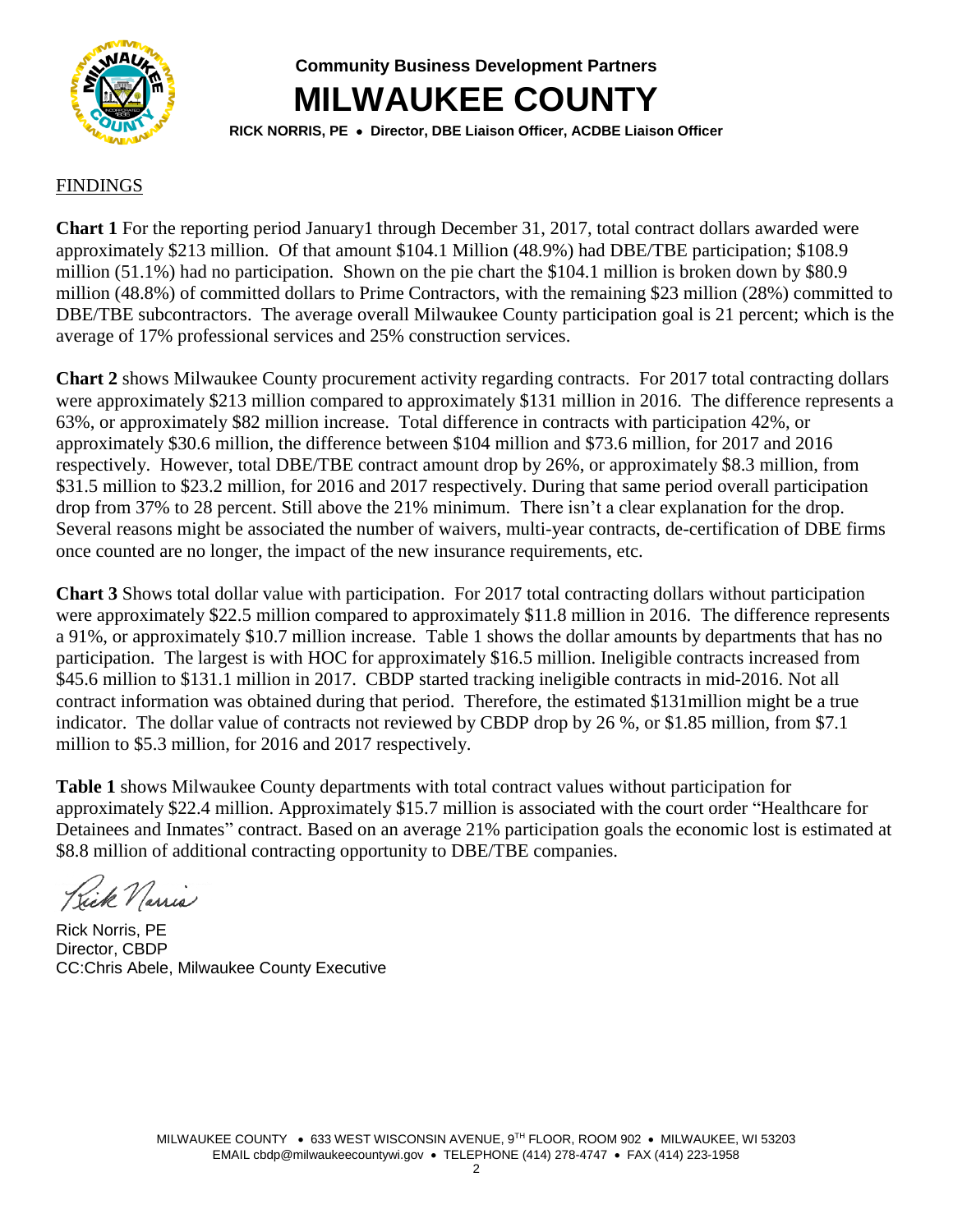Community Business Development Partners

# MILWAUKEE COUNTY

RICK NORRIS, PE • Director, DBE Liaison Officer, ACDBE Liaison Officer

## FINDINGS

**Chart 1** For the reporting period January1 through December 31, 2017, total contract dollars awarded were approximately $213 million. Of that amount $104.1 Million (48.9%) had DBE/TBE participation; $108.9 million (51.1%) had no participation. Shown on the pie chart the $104.1 million is broken down by $80.9 million (48.8%) of committed dollars to Prime Contractors, with the remaining $23 million (28%) committed to DBE/TBE subcontractors. The average overall Milwaukee County participation goal is 21 percent; which is the average of 17% professional services and 25% construction services.

**Chart 2** shows Milwaukee County procurement activity regarding contracts. For 2017 total contracting dollars were approximately $213 million compared to approximately $131 million in 2016. The difference represents a 63%, or approximately $82 million increase. Total difference in contracts with participation 42%, or approximately $30.6 million, the difference between $104 million and $73.6 million, for 2017 and 2016 respectively. However, total DBE/TBE contract amount drop by 26%, or approximately $8.3 million, from $31.5 million to $23.2 million, for 2016 and 2017 respectively. During that same period overall participation drop from 37% to 28 percent. Still above the 21% minimum. There isn't a clear explanation for the drop. Several reasons might be associated the number of waivers, multi-year contracts, de-certification of DBE firms once counted are no longer, the impact of the new insurance requirements, etc.

**Chart 3** Shows total dollar value with participation. For 2017 total contracting dollars without participation were approximately $22.5 million compared to approximately $11.8 million in 2016. The difference represents a 91%, or approximately $10.7 million increase. Table 1 shows the dollar amounts by departments that has no participation. The largest is with HOC for approximately $16.5 million. Ineligible contracts increased from $45.6 million to $131.1 million in 2017. CBDP started tracking ineligible contracts in mid-2016. Not all contract information was obtained during that period. Therefore, the estimated $131million might be a true indicator. The dollar value of contracts not reviewed by CBDP drop by 26 %, or $1.85 million, from $7.1 million to $5.3 million, for 2016 and 2017 respectively.

**Table 1** shows Milwaukee County departments with total contract values without participation for approximately $22.4 million. Approximately $15.7 million is associated with the court order "Healthcare for Detainees and Inmates" contract. Based on an average 21% participation goals the economic lost is estimated at $8.8 million of additional contracting opportunity to DBE/TBE companies.

Rick Norris

Rick Norris, PE
Director, CBDP
CC:Chris Abele, Milwaukee County Executive

MILWAUKEE COUNTY • 633 WEST WISCONSIN AVENUE, 9TH FLOOR, ROOM 902 • MILWAUKEE, WI 53203
EMAIL cbdp@milwaukeecountywi.gov • TELEPHONE (414) 278-4747 • FAX (414) 223-1958